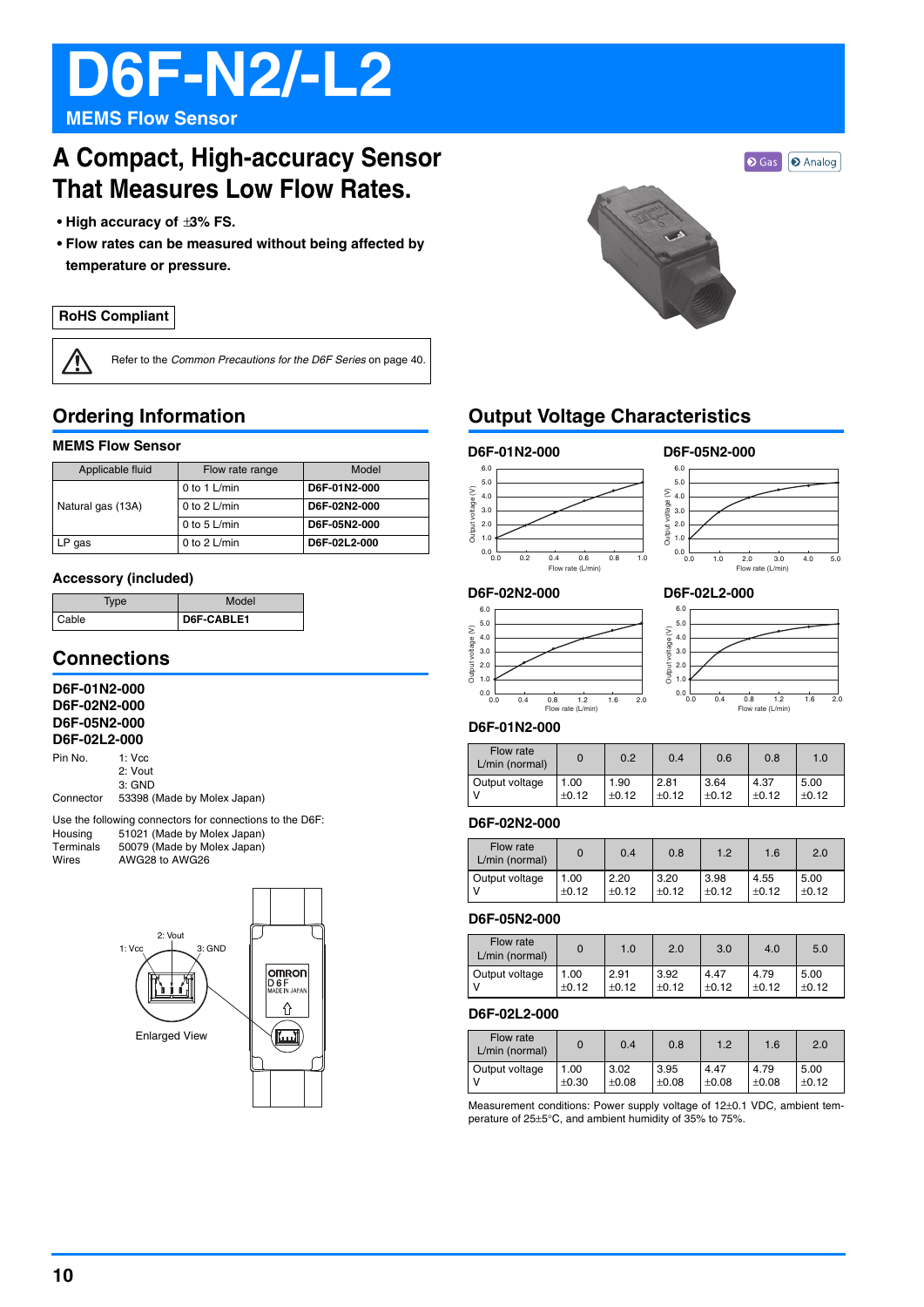# D6F-N2/-L2

## MEMS Flow Sensor

## A Compact, High-accuracy Sensor That Measures Low Flow Rates.

- High accuracy of ±3% FS.
- Flow rates can be measured without being affected by temperature or pressure.

Gas | Analog

**RoHS Compliant**

Refer to the *Common Precautions for the D6F Series* on page 40.

## Ordering Information

### MEMS Flow Sensor

| Applicable fluid | Flow rate range | Model |
|---|---|---|
| Natural gas (13A) | 0 to 1 L/min | **D6F-01N2-000** |
| | 0 to 2 L/min | **D6F-02N2-000** |
| | 0 to 5 L/min | **D6F-05N2-000** |
| LP gas | 0 to 2 L/min | **D6F-02L2-000** |

### Accessory (included)

| Type | Model |
|---|---|
| Cable | **D6F-CABLE1** |

## Connections

**D6F-01N2-000**
**D6F-02N2-000**
**D6F-05N2-000**
**D6F-02L2-000**

Pin No. 1: Vcc
2: Vout
3: GND

Connector 53398 (Made by Molex Japan)

Use the following connectors for connections to the D6F:

Housing 51021 (Made by Molex Japan)
Terminals 50079 (Made by Molex Japan)
Wires AWG28 to AWG26

1: Vcc, 2: Vout, 3: GND

Enlarged View

## Output Voltage Characteristics

D6F-01N2-000 (Output voltage (V) vs. Flow rate (L/min), 0.0 to 1.0)

D6F-05N2-000 (Output voltage (V) vs. Flow rate (L/min), 0.0 to 5.0)

D6F-02N2-000 (Output voltage (V) vs. Flow rate (L/min), 0.0 to 2.0)

D6F-02L2-000 (Output voltage (V) vs. Flow rate (L/min), 0.0 to 2.0)

### D6F-01N2-000

| Flow rate L/min (normal) | 0 | 0.2 | 0.4 | 0.6 | 0.8 | 1.0 |
|---|---|---|---|---|---|---|
| Output voltage V | 1.00 ±0.12 | 1.90 ±0.12 | 2.81 ±0.12 | 3.64 ±0.12 | 4.37 ±0.12 | 5.00 ±0.12 |

### D6F-02N2-000

| Flow rate L/min (normal) | 0 | 0.4 | 0.8 | 1.2 | 1.6 | 2.0 |
|---|---|---|---|---|---|---|
| Output voltage V | 1.00 ±0.12 | 2.20 ±0.12 | 3.20 ±0.12 | 3.98 ±0.12 | 4.55 ±0.12 | 5.00 ±0.12 |

### D6F-05N2-000

| Flow rate L/min (normal) | 0 | 1.0 | 2.0 | 3.0 | 4.0 | 5.0 |
|---|---|---|---|---|---|---|
| Output voltage V | 1.00 ±0.12 | 2.91 ±0.12 | 3.92 ±0.12 | 4.47 ±0.12 | 4.79 ±0.12 | 5.00 ±0.12 |

### D6F-02L2-000

| Flow rate L/min (normal) | 0 | 0.4 | 0.8 | 1.2 | 1.6 | 2.0 |
|---|---|---|---|---|---|---|
| Output voltage V | 1.00 ±0.30 | 3.02 ±0.08 | 3.95 ±0.08 | 4.47 ±0.08 | 4.79 ±0.08 | 5.00 ±0.12 |

Measurement conditions: Power supply voltage of 12±0.1 VDC, ambient temperature of 25±5°C, and ambient humidity of 35% to 75%.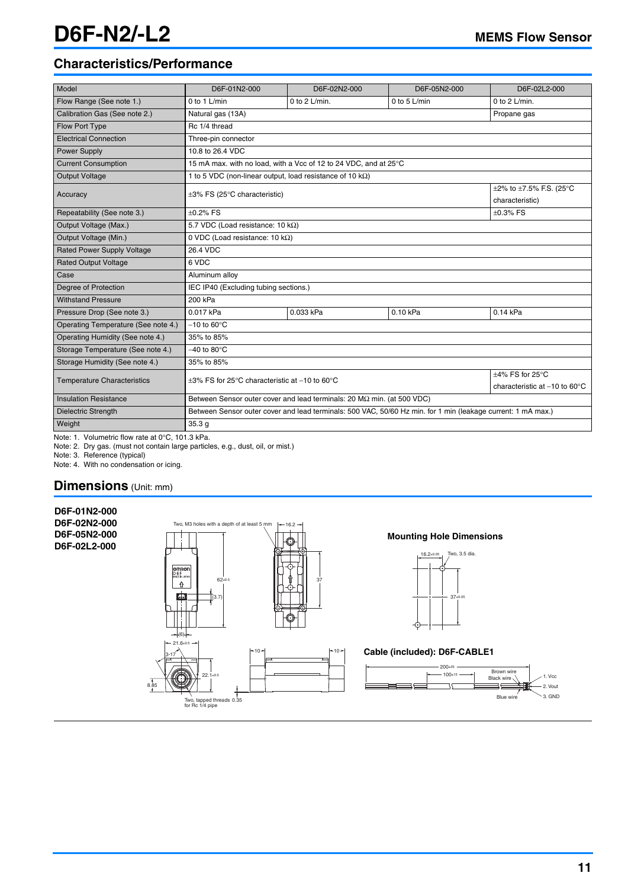# D6F-N2/-L2

**MEMS Flow Sensor**

## Characteristics/Performance

| Model | D6F-01N2-000 | D6F-02N2-000 | D6F-05N2-000 | D6F-02L2-000 |
|---|---|---|---|---|
| Flow Range (See note 1.) | 0 to 1 L/min | 0 to 2 L/min. | 0 to 5 L/min | 0 to 2 L/min. |
| Calibration Gas (See note 2.) | Natural gas (13A) | | | Propane gas |
| Flow Port Type | Rc 1/4 thread | | | |
| Electrical Connection | Three-pin connector | | | |
| Power Supply | 10.8 to 26.4 VDC | | | |
| Current Consumption | 15 mA max. with no load, with a Vcc of 12 to 24 VDC, and at 25°C | | | |
| Output Voltage | 1 to 5 VDC (non-linear output, load resistance of 10 kΩ) | | | |
| Accuracy | ±3% FS (25°C characteristic) | | | ±2% to ±7.5% F.S. (25°C characteristic) |
| Repeatability (See note 3.) | ±0.2% FS | | | ±0.3% FS |
| Output Voltage (Max.) | 5.7 VDC (Load resistance: 10 kΩ) | | | |
| Output Voltage (Min.) | 0 VDC (Load resistance: 10 kΩ) | | | |
| Rated Power Supply Voltage | 26.4 VDC | | | |
| Rated Output Voltage | 6 VDC | | | |
| Case | Aluminum alloy | | | |
| Degree of Protection | IEC IP40 (Excluding tubing sections.) | | | |
| Withstand Pressure | 200 kPa | | | |
| Pressure Drop (See note 3.) | 0.017 kPa | 0.033 kPa | 0.10 kPa | 0.14 kPa |
| Operating Temperature (See note 4.) | −10 to 60°C | | | |
| Operating Humidity (See note 4.) | 35% to 85% | | | |
| Storage Temperature (See note 4.) | −40 to 80°C | | | |
| Storage Humidity (See note 4.) | 35% to 85% | | | |
| Temperature Characteristics | ±3% FS for 25°C characteristic at −10 to 60°C | | | ±4% FS for 25°C characteristic at −10 to 60°C |
| Insulation Resistance | Between Sensor outer cover and lead terminals: 20 MΩ min. (at 500 VDC) | | | |
| Dielectric Strength | Between Sensor outer cover and lead terminals: 500 VAC, 50/60 Hz min. for 1 min (leakage current: 1 mA max.) | | | |
| Weight | 35.3 g | | | |

Note: 1. Volumetric flow rate at 0°C, 101.3 kPa.
Note: 2. Dry gas. (must not contain large particles, e.g., dust, oil, or mist.)
Note: 3. Reference (typical)
Note: 4. With no condensation or icing.

## Dimensions (Unit: mm)

**D6F-01N2-000**
**D6F-02N2-000**
**D6F-05N2-000**
**D6F-02L2-000**

Two, M3 holes with a depth of at least 5 mm
16.2
62±0.5
37
(3.7)
(6)
21.6±0.5
3-17
22.1±0.5
8.85
10
10
Two, tapped threads 0.35 for Rc 1/4 pipe

**Mounting Hole Dimensions**

16.2±0.05
Two, 3.5 dia.
37±0.05

**Cable (included): D6F-CABLE1**

200±35
100±15
Brown wire
Black wire
Blue wire
1. Vcc
2. Vout
3. GND